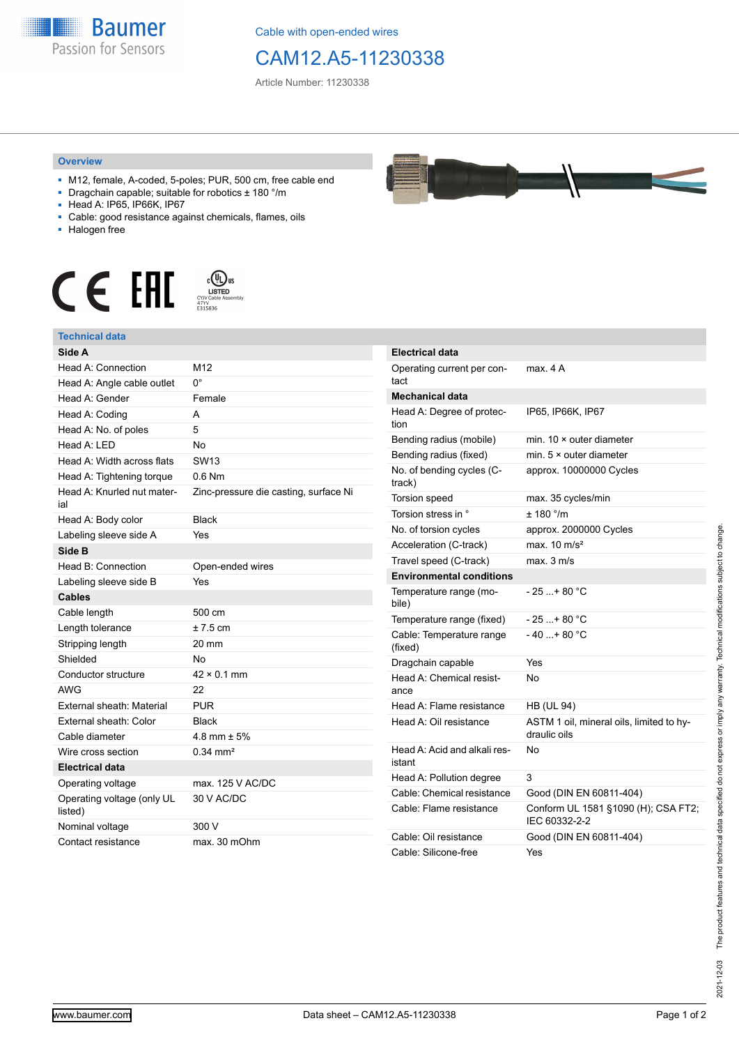Cable with open-ended wires

# CAM12.A5-11230338

Article Number: 11230338

## Overview

- M12, female, A-coded, 5-poles; PUR, 500 cm, free cable end
- Dragchain capable; suitable for robotics ± 180 °/m
- Head A: IP65, IP66K, IP67
- Cable: good resistance against chemicals, flames, oils
- Halogen free

## Technical data

| **Side A** | |
|---|---|
| Head A: Connection | M12 |
| Head A: Angle cable outlet | 0° |
| Head A: Gender | Female |
| Head A: Coding | A |
| Head A: No. of poles | 5 |
| Head A: LED | No |
| Head A: Width across flats | SW13 |
| Head A: Tightening torque | 0.6 Nm |
| Head A: Knurled nut material | Zinc-pressure die casting, surface Ni |
| Head A: Body color | Black |
| Labeling sleeve side A | Yes |
| **Side B** | |
| Head B: Connection | Open-ended wires |
| Labeling sleeve side B | Yes |
| **Cables** | |
| Cable length | 500 cm |
| Length tolerance | ± 7.5 cm |
| Stripping length | 20 mm |
| Shielded | No |
| Conductor structure | 42 × 0.1 mm |
| AWG | 22 |
| External sheath: Material | PUR |
| External sheath: Color | Black |
| Cable diameter | 4.8 mm ± 5% |
| Wire cross section | 0.34 mm² |
| **Electrical data** | |
| Operating voltage | max. 125 V AC/DC |
| Operating voltage (only UL listed) | 30 V AC/DC |
| Nominal voltage | 300 V |
| Contact resistance | max. 30 mOhm |

| **Electrical data** | |
|---|---|
| Operating current per contact | max. 4 A |
| **Mechanical data** | |
| Head A: Degree of protection | IP65, IP66K, IP67 |
| Bending radius (mobile) | min. 10 × outer diameter |
| Bending radius (fixed) | min. 5 × outer diameter |
| No. of bending cycles (C-track) | approx. 10000000 Cycles |
| Torsion speed | max. 35 cycles/min |
| Torsion stress in ° | ± 180 °/m |
| No. of torsion cycles | approx. 2000000 Cycles |
| Acceleration (C-track) | max. 10 m/s² |
| Travel speed (C-track) | max. 3 m/s |
| **Environmental conditions** | |
| Temperature range (mobile) | - 25 ...+ 80 °C |
| Temperature range (fixed) | - 25 ...+ 80 °C |
| Cable: Temperature range (fixed) | - 40 ...+ 80 °C |
| Dragchain capable | Yes |
| Head A: Chemical resistance | No |
| Head A: Flame resistance | HB (UL 94) |
| Head A: Oil resistance | ASTM 1 oil, mineral oils, limited to hydraulic oils |
| Head A: Acid and alkali resistant | No |
| Head A: Pollution degree | 3 |
| Cable: Chemical resistance | Good (DIN EN 60811-404) |
| Cable: Flame resistance | Conform UL 1581 §1090 (H); CSA FT2; IEC 60332-2-2 |
| Cable: Oil resistance | Good (DIN EN 60811-404) |
| Cable: Silicone-free | Yes |

2021-12-03 The product features and technical data specified do not express or imply any warranty. Technical modifications subject to change.

www.baumer.com Data sheet – CAM12.A5-11230338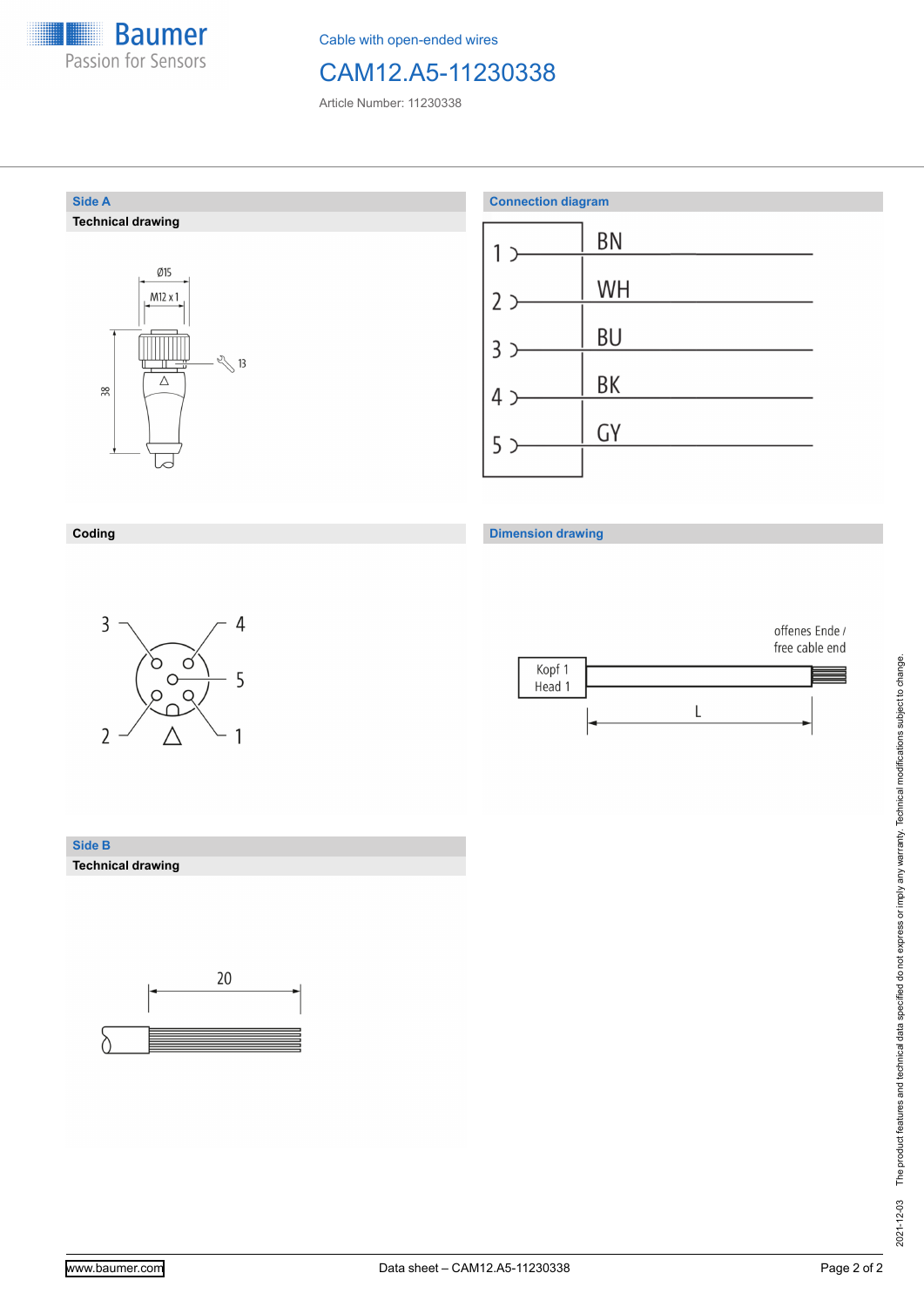Cable with open-ended wires

# CAM12.A5-11230338

Article Number: 11230338

## Side A

### Technical drawing

Ø15

M12 x 1

13

38

## Connection diagram

1 BN

2 WH

3 BU

4 BK

5 GY

### Coding

3 4

5

2 1

## Dimension drawing

Kopf 1
Head 1

offenes Ende /
free cable end

L

## Side B

### Technical drawing

20

The product features and technical data specified do not express or imply any warranty. Technical modifications subject to change.

2021-12-03

www.baumer.com

Data sheet – CAM12.A5-11230338